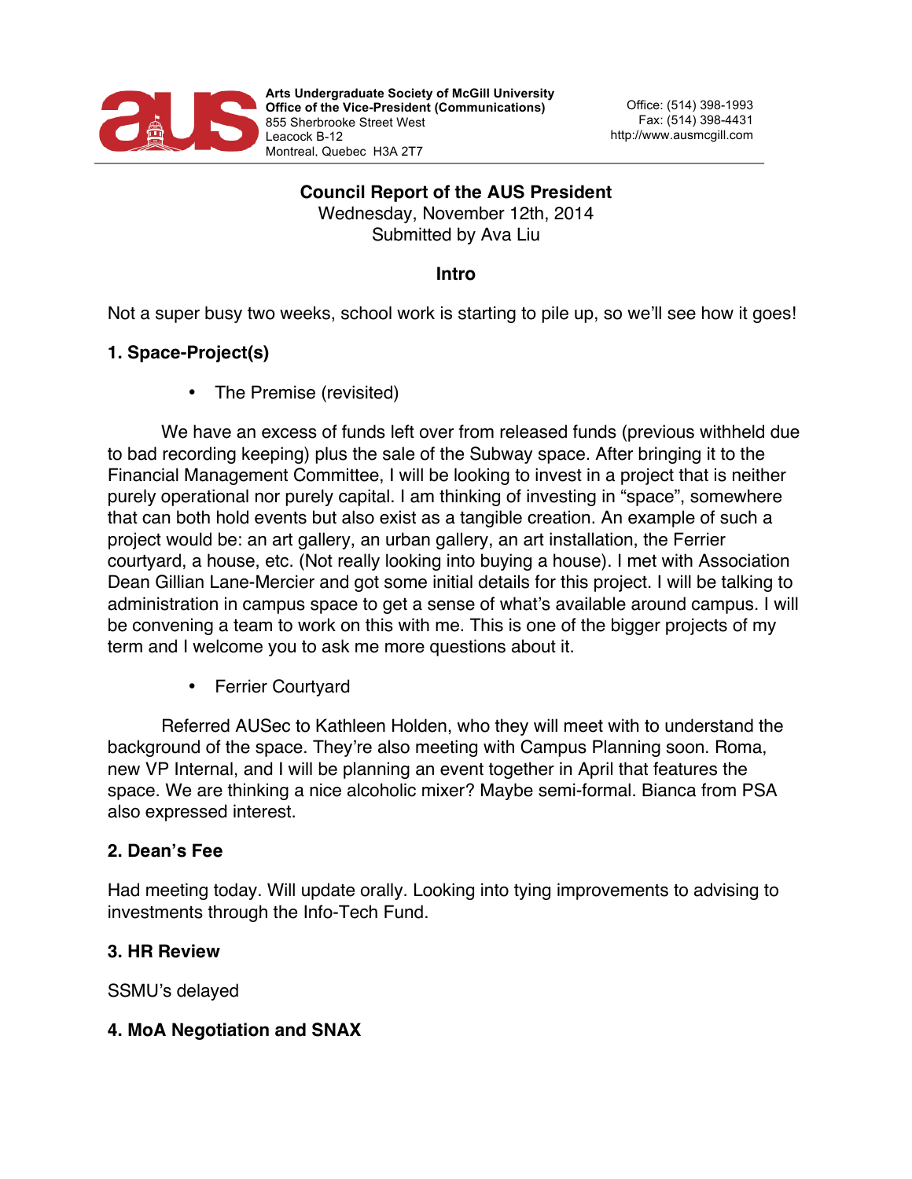Arts Undergraduate Society of McGill University
Office of the Vice-President (Communications)
855 Sherbrooke Street West
Leacock B-12
Montreal, Quebec H3A 2T7

Office: (514) 398-1993
Fax: (514) 398-4431
http://www.ausmcgill.com

**Council Report of the AUS President**
Wednesday, November 12th, 2014
Submitted by Ava Liu

**Intro**

Not a super busy two weeks, school work is starting to pile up, so we'll see how it goes!

## 1. Space-Project(s)

- The Premise (revisited)

We have an excess of funds left over from released funds (previous withheld due to bad recording keeping) plus the sale of the Subway space. After bringing it to the Financial Management Committee, I will be looking to invest in a project that is neither purely operational nor purely capital. I am thinking of investing in "space", somewhere that can both hold events but also exist as a tangible creation. An example of such a project would be: an art gallery, an urban gallery, an art installation, the Ferrier courtyard, a house, etc. (Not really looking into buying a house). I met with Association Dean Gillian Lane-Mercier and got some initial details for this project. I will be talking to administration in campus space to get a sense of what's available around campus. I will be convening a team to work on this with me. This is one of the bigger projects of my term and I welcome you to ask me more questions about it.

- Ferrier Courtyard

Referred AUSec to Kathleen Holden, who they will meet with to understand the background of the space. They're also meeting with Campus Planning soon. Roma, new VP Internal, and I will be planning an event together in April that features the space. We are thinking a nice alcoholic mixer? Maybe semi-formal. Bianca from PSA also expressed interest.

## 2. Dean's Fee

Had meeting today. Will update orally. Looking into tying improvements to advising to investments through the Info-Tech Fund.

## 3. HR Review

SSMU's delayed

## 4. MoA Negotiation and SNAX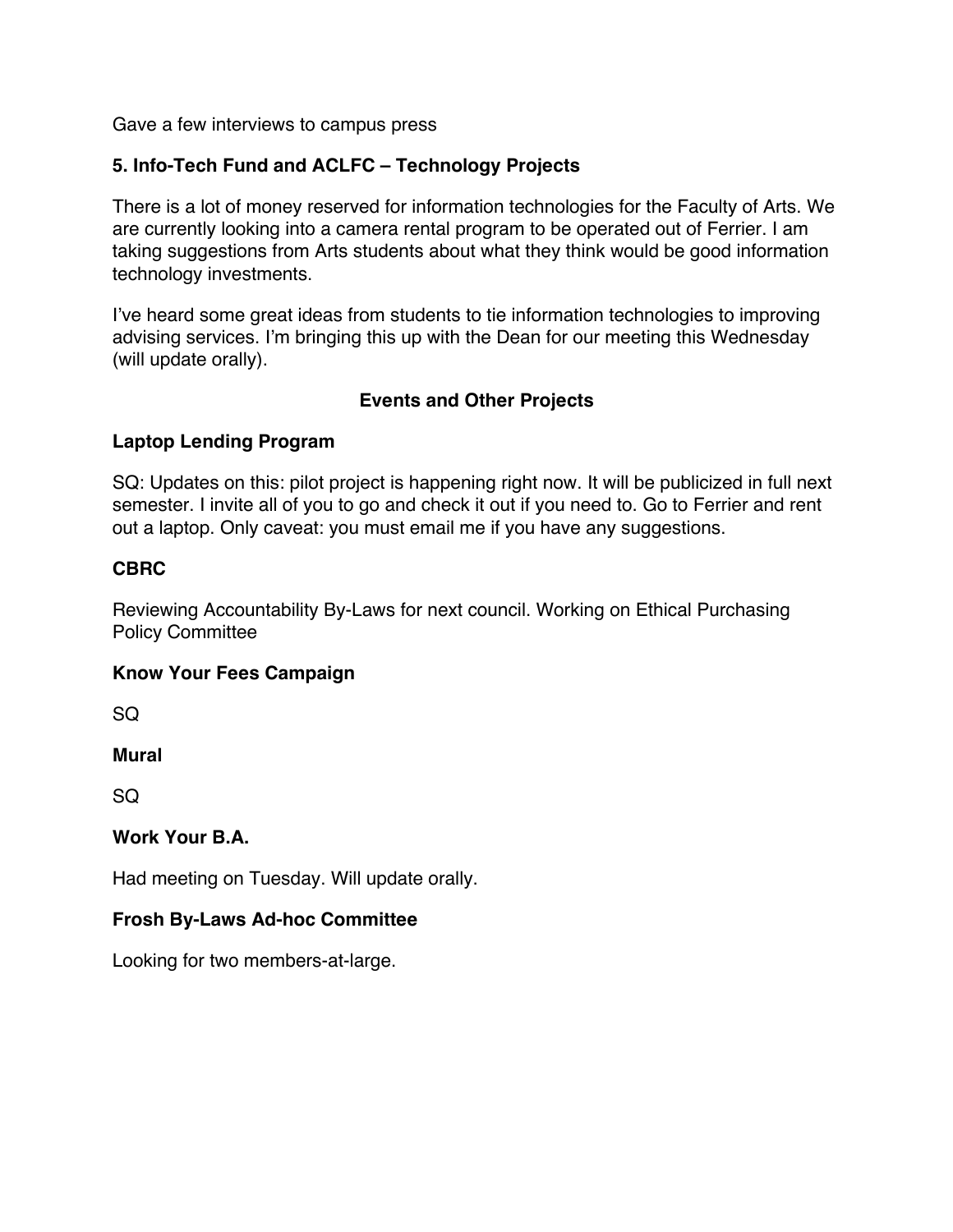Gave a few interviews to campus press

### 5. Info-Tech Fund and ACLFC – Technology Projects

There is a lot of money reserved for information technologies for the Faculty of Arts. We are currently looking into a camera rental program to be operated out of Ferrier. I am taking suggestions from Arts students about what they think would be good information technology investments.

I've heard some great ideas from students to tie information technologies to improving advising services. I'm bringing this up with the Dean for our meeting this Wednesday (will update orally).

## Events and Other Projects

### Laptop Lending Program

SQ: Updates on this: pilot project is happening right now. It will be publicized in full next semester. I invite all of you to go and check it out if you need to. Go to Ferrier and rent out a laptop. Only caveat: you must email me if you have any suggestions.

### CBRC

Reviewing Accountability By-Laws for next council. Working on Ethical Purchasing Policy Committee

### Know Your Fees Campaign

SQ

### Mural

SQ

### Work Your B.A.

Had meeting on Tuesday. Will update orally.

### Frosh By-Laws Ad-hoc Committee

Looking for two members-at-large.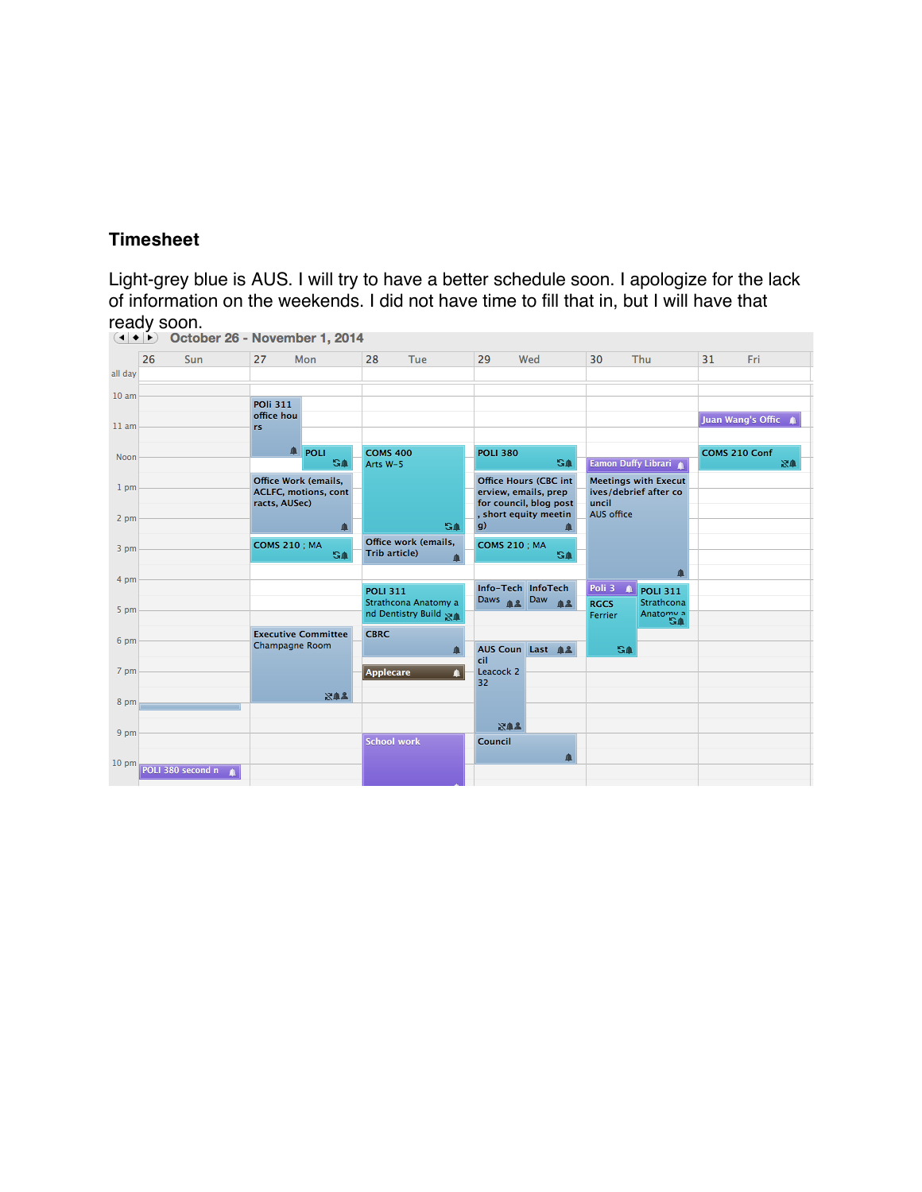### Timesheet

Light-grey blue is AUS. I will try to have a better schedule soon. I apologize for the lack of information on the weekends. I did not have time to fill that in, but I will have that ready soon.

**October 26 - November 1, 2014**

| Time | 26 Sun | 27 Mon | 28 Tue | 29 Wed | 30 Thu | 31 Fri |
|---|---|---|---|---|---|---|
| 10 am | | POli 311 office hours | | | | |
| 11 am | | | | | | Juan Wang's Offic |
| Noon | | POLI | COMS 400 Arts W-5 | POLI 380 | Eamon Duffy Librari | COMS 210 Conf |
| 1 pm | | Office Work (emails, ACLFC, motions, contracts, AUSec) | | Office Hours (CBC interview, emails, prep for council, blog post, short equity meeting) | Meetings with Executives/debrief after council AUS office | |
| 2 pm | | | | | | |
| 3 pm | | COMS 210 ; MA | Office work (emails, Trib article) | COMS 210 ; MA | | |
| 4 pm | | | | Info-Tech Daws / InfoTech Daw | Poli 3 RGCS Ferrier / POLI 311 Strathcona Anatomy a | |
| 5 pm | | | POLI 311 Strathcona Anatomy and Dentistry Build | | | |
| 6 pm | | Executive Committee Champagne Room | CBRC | AUS Council Leacock 232 / Last | | |
| 7 pm | | | Applecare | | | |
| 8 pm | | | | | | |
| 9 pm | | | School work | Council | | |
| 10 pm | POLI 380 second n | | | | | |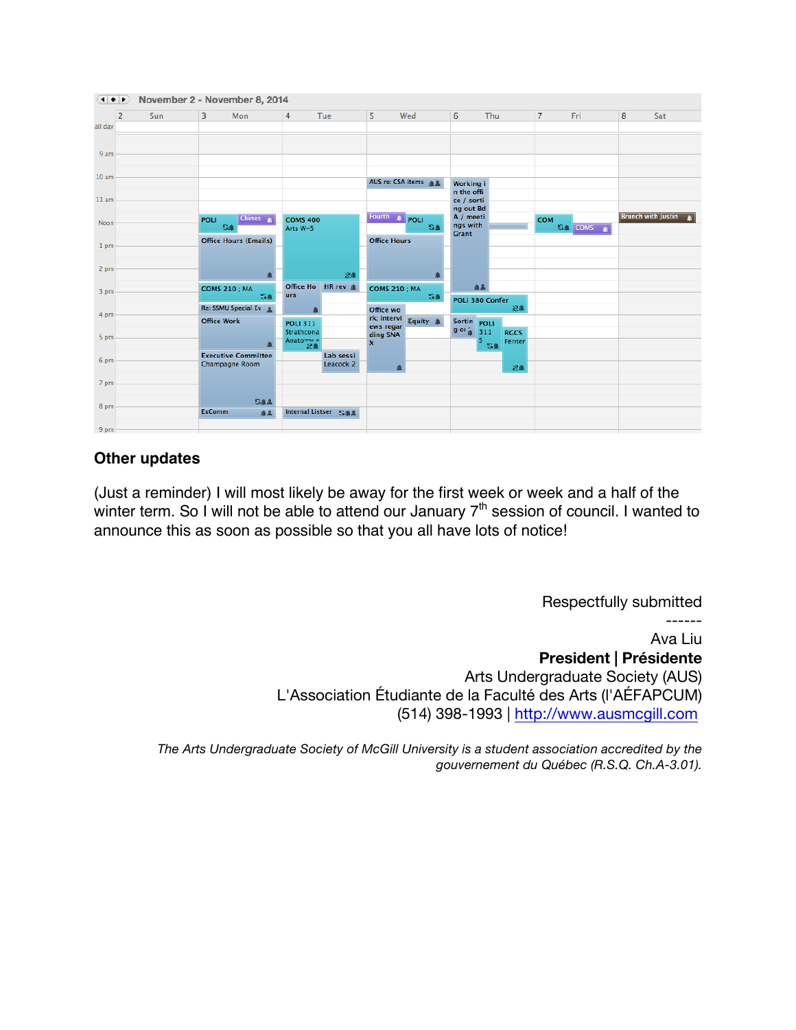November 2 - November 8, 2014

2 Sun | 3 Mon | 4 Tue | 5 Wed | 6 Thu | 7 Fri | 8 Sat

all day

9 am
10 am
11 am
Noon
1 pm
2 pm
3 pm
4 pm
5 pm
6 pm
7 pm
8 pm
9 pm

POLI
Chines
Office Hours (Emails)
COMS 210 ; MA
Re: SSMU Special Ev
Office Work
Executive Committee Champagne Room
ExComm

COMS 400 Arts W-5
Office Ho urs
HR rev
POLI 311 Strathcona Anatomy
Lab sessi Leacock 2
Internal Listser

AUS re: CSA items
Fourth
POLI
Office Hours
COMS 210 ; MA
Office wo rk; intervi ews regar ding SNA X
Equity

Working i n the offi ce / sorti ng out Bd A / meeti ngs with Grant
POLI 380 Confer
Sortin g ot
POLI 311 5
RCCS Ferrier

COM
COMS

Brunch with Justin

## Other updates

(Just a reminder) I will most likely be away for the first week or week and a half of the winter term. So I will not be able to attend our January 7th session of council. I wanted to announce this as soon as possible so that you all have lots of notice!

Respectfully submitted

------

Ava Liu

**President | Présidente**

Arts Undergraduate Society (AUS)

L'Association Étudiante de la Faculté des Arts (l'AÉFAPCUM)

(514) 398-1993 | http://www.ausmcgill.com

*The Arts Undergraduate Society of McGill University is a student association accredited by the gouvernement du Québec (R.S.Q. Ch.A-3.01).*